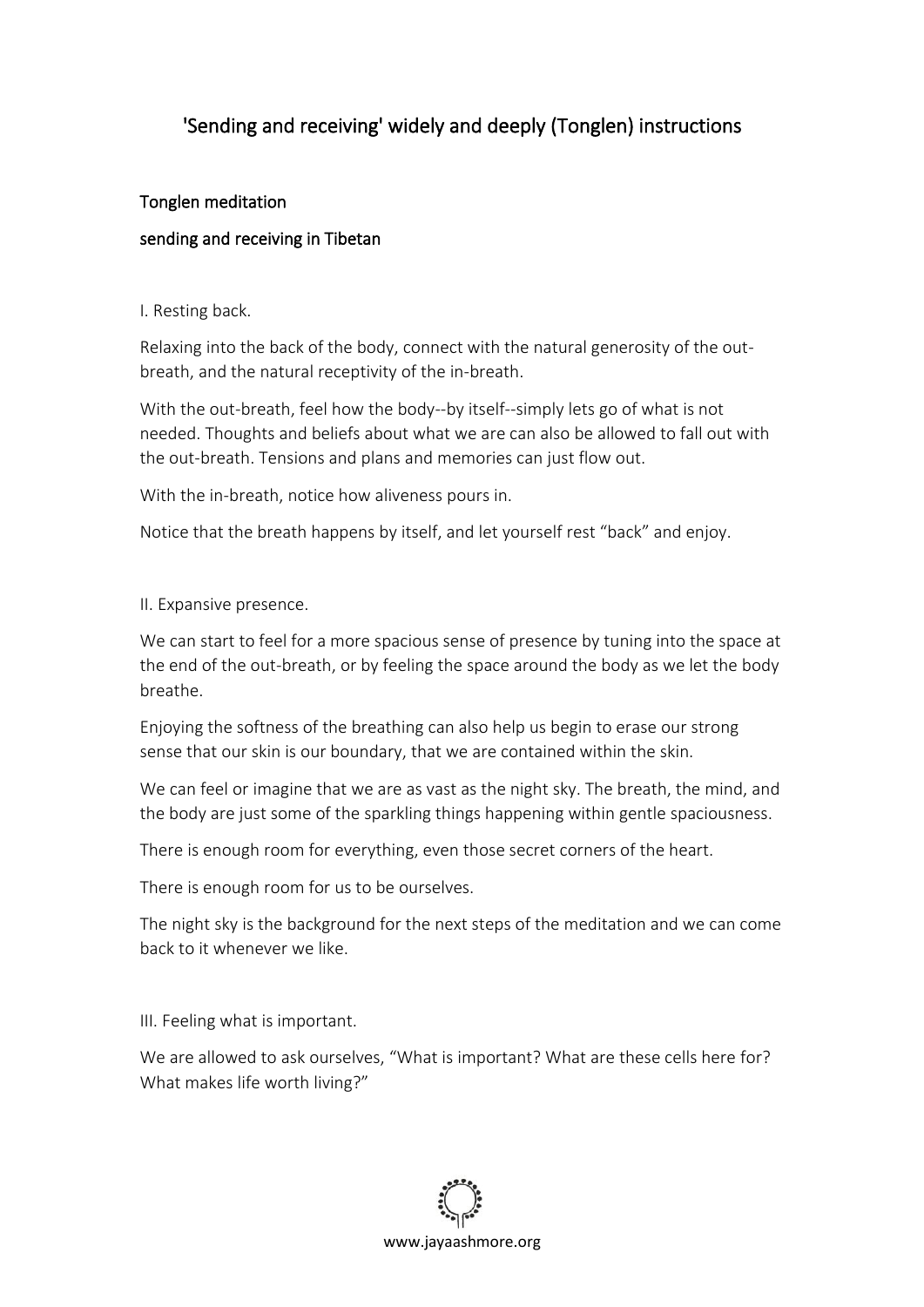# 'Sending and receiving' widely and deeply (Tonglen) instructions

## Tonglen meditation

### sending and receiving in Tibetan

I. Resting back.

Relaxing into the back of the body, connect with the natural generosity of the out-breath, and the natural receptivity of the in-breath.

With the out-breath, feel how the body--by itself--simply lets go of what is not needed. Thoughts and beliefs about what we are can also be allowed to fall out with the out-breath. Tensions and plans and memories can just flow out.

With the in-breath, notice how aliveness pours in.

Notice that the breath happens by itself, and let yourself rest "back" and enjoy.

II. Expansive presence.

We can start to feel for a more spacious sense of presence by tuning into the space at the end of the out-breath, or by feeling the space around the body as we let the body breathe.

Enjoying the softness of the breathing can also help us begin to erase our strong sense that our skin is our boundary, that we are contained within the skin.

We can feel or imagine that we are as vast as the night sky. The breath, the mind, and the body are just some of the sparkling things happening within gentle spaciousness.

There is enough room for everything, even those secret corners of the heart.

There is enough room for us to be ourselves.

The night sky is the background for the next steps of the meditation and we can come back to it whenever we like.

III. Feeling what is important.

We are allowed to ask ourselves, "What is important? What are these cells here for? What makes life worth living?"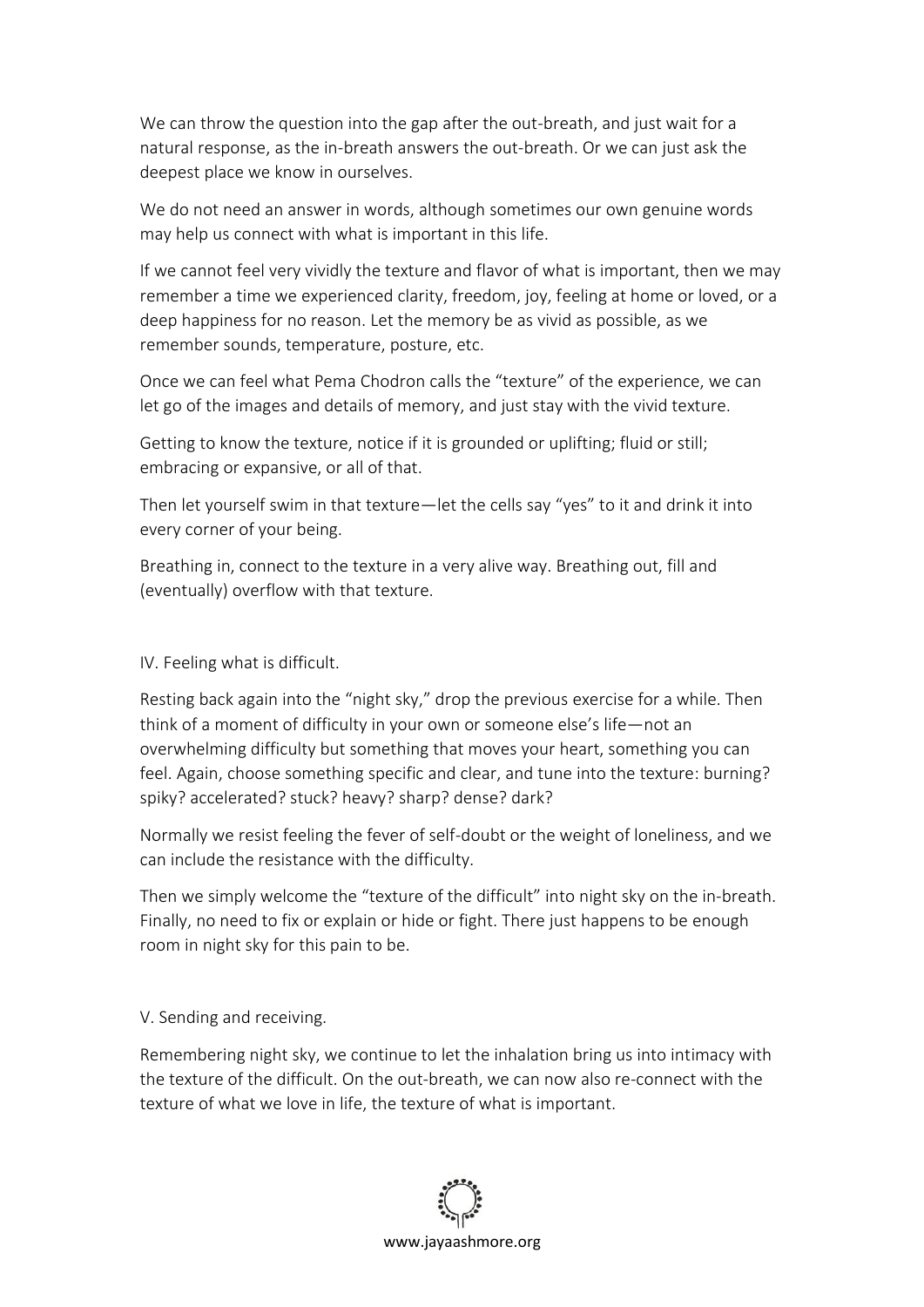We can throw the question into the gap after the out-breath, and just wait for a natural response, as the in-breath answers the out-breath. Or we can just ask the deepest place we know in ourselves.

We do not need an answer in words, although sometimes our own genuine words may help us connect with what is important in this life.

If we cannot feel very vividly the texture and flavor of what is important, then we may remember a time we experienced clarity, freedom, joy, feeling at home or loved, or a deep happiness for no reason. Let the memory be as vivid as possible, as we remember sounds, temperature, posture, etc.

Once we can feel what Pema Chodron calls the "texture" of the experience, we can let go of the images and details of memory, and just stay with the vivid texture.

Getting to know the texture, notice if it is grounded or uplifting; fluid or still; embracing or expansive, or all of that.

Then let yourself swim in that texture—let the cells say "yes" to it and drink it into every corner of your being.

Breathing in, connect to the texture in a very alive way. Breathing out, fill and (eventually) overflow with that texture.

## IV. Feeling what is difficult.

Resting back again into the "night sky," drop the previous exercise for a while. Then think of a moment of difficulty in your own or someone else's life—not an overwhelming difficulty but something that moves your heart, something you can feel. Again, choose something specific and clear, and tune into the texture: burning? spiky? accelerated? stuck? heavy? sharp? dense? dark?

Normally we resist feeling the fever of self-doubt or the weight of loneliness, and we can include the resistance with the difficulty.

Then we simply welcome the "texture of the difficult" into night sky on the in-breath. Finally, no need to fix or explain or hide or fight. There just happens to be enough room in night sky for this pain to be.

## V. Sending and receiving.

Remembering night sky, we continue to let the inhalation bring us into intimacy with the texture of the difficult. On the out-breath, we can now also re-connect with the texture of what we love in life, the texture of what is important.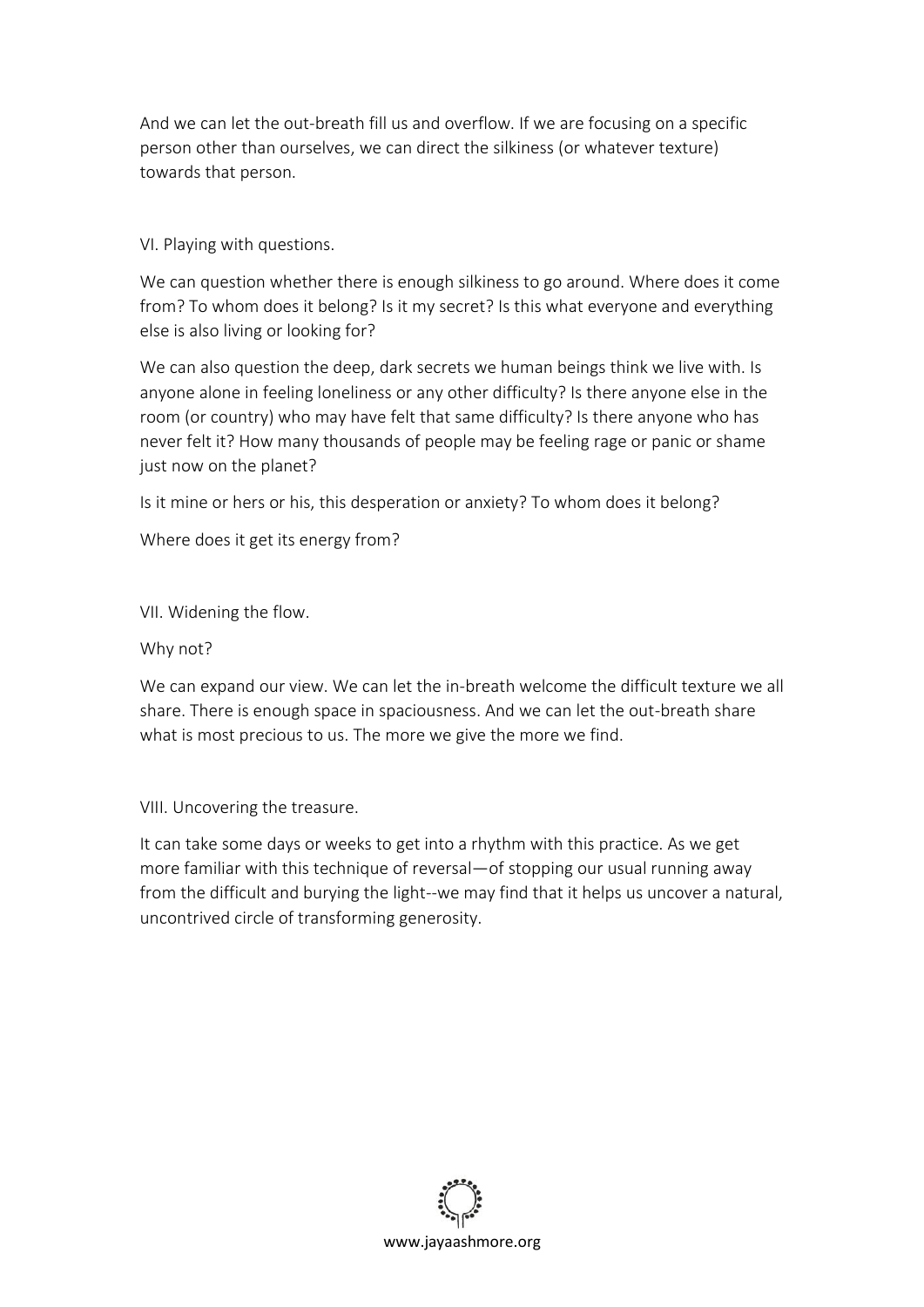And we can let the out-breath fill us and overflow. If we are focusing on a specific person other than ourselves, we can direct the silkiness (or whatever texture) towards that person.

VI. Playing with questions.

We can question whether there is enough silkiness to go around. Where does it come from? To whom does it belong? Is it my secret? Is this what everyone and everything else is also living or looking for?

We can also question the deep, dark secrets we human beings think we live with. Is anyone alone in feeling loneliness or any other difficulty? Is there anyone else in the room (or country) who may have felt that same difficulty? Is there anyone who has never felt it? How many thousands of people may be feeling rage or panic or shame just now on the planet?

Is it mine or hers or his, this desperation or anxiety? To whom does it belong?

Where does it get its energy from?

VII. Widening the flow.

Why not?

We can expand our view. We can let the in-breath welcome the difficult texture we all share. There is enough space in spaciousness. And we can let the out-breath share what is most precious to us. The more we give the more we find.

VIII. Uncovering the treasure.

It can take some days or weeks to get into a rhythm with this practice. As we get more familiar with this technique of reversal—of stopping our usual running away from the difficult and burying the light--we may find that it helps us uncover a natural, uncontrived circle of transforming generosity.